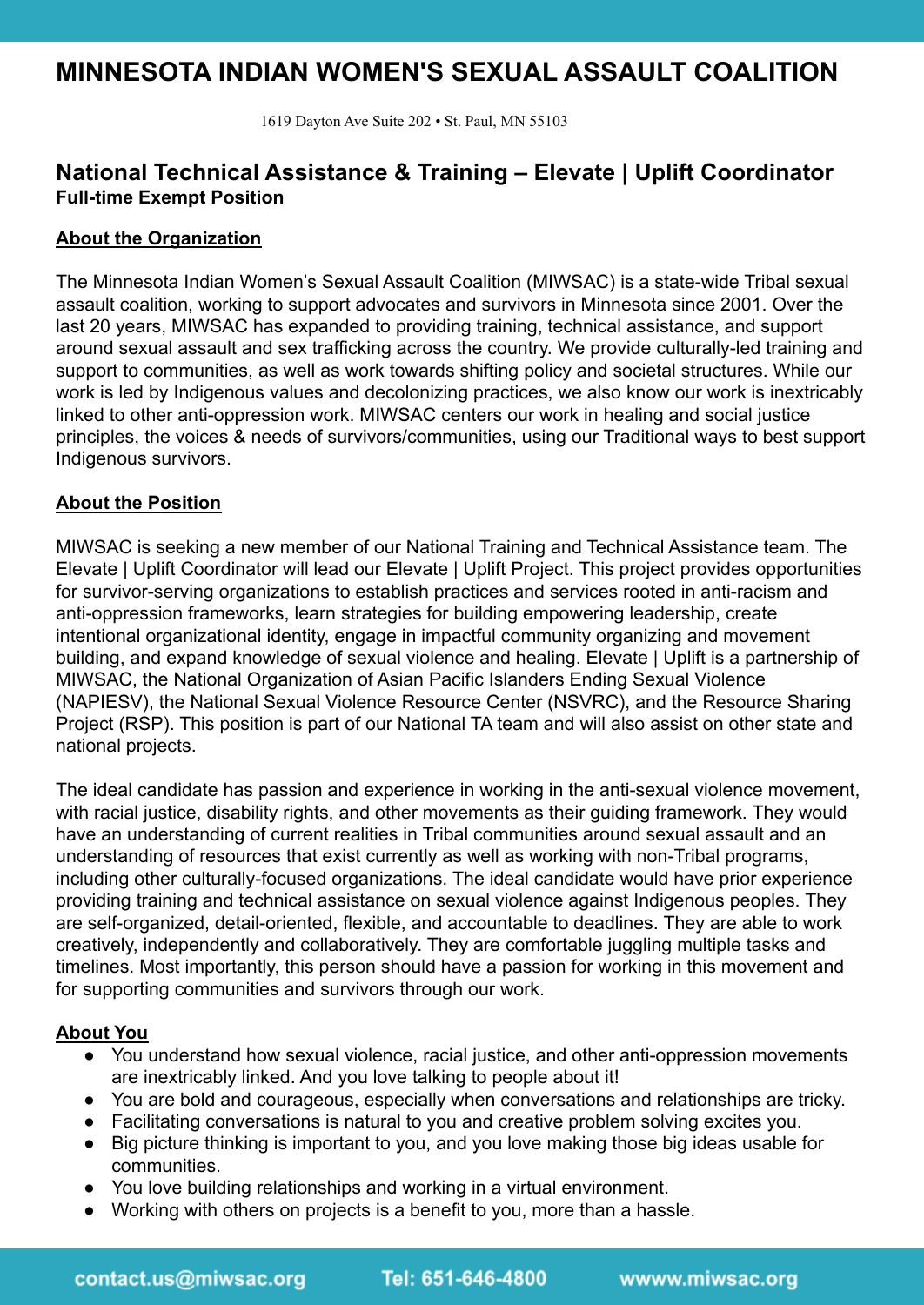# MINNESOTA INDIAN WOMEN'S SAKUAL ASSAULT COALITION

1619 Dayton Ave Suite 202 • St. Paul, MN 55103

## National Technical Assistance & Training – Elevate | Uplift Coordinator

**Full-time Exempt Position**

### About the Organization

The Minnesota Indian Women's Sexual Assault Coalition (MIWSAC) is a state-wide Tribal sexual assault coalition, working to support advocates and survivors in Minnesota since 2001. Over the last 20 years, MIWSAC has expanded to providing training, technical assistance, and support around sexual assault and sex trafficking across the country. We provide culturally-led training and support to communities, as well as work towards shifting policy and societal structures. While our work is led by Indigenous values and decolonizing practices, we also know our work is inextricably linked to other anti-oppression work. MIWSAC centers our work in healing and social justice principles, the voices & needs of survivors/communities, using our Traditional ways to best support Indigenous survivors.

### About the Position

MIWSAC is seeking a new member of our National Training and Technical Assistance team. The Elevate | Uplift Coordinator will lead our Elevate | Uplift Project. This project provides opportunities for survivor-serving organizations to establish practices and services rooted in anti-racism and anti-oppression frameworks, learn strategies for building empowering leadership, create intentional organizational identity, engage in impactful community organizing and movement building, and expand knowledge of sexual violence and healing. Elevate | Uplift is a partnership of MIWSAC, the National Organization of Asian Pacific Islanders Ending Sexual Violence (NAPIESV), the National Sexual Violence Resource Center (NSVRC), and the Resource Sharing Project (RSP). This position is part of our National TA team and will also assist on other state and national projects.

The ideal candidate has passion and experience in working in the anti-sexual violence movement, with racial justice, disability rights, and other movements as their guiding framework. They would have an understanding of current realities in Tribal communities around sexual assault and an understanding of resources that exist currently as well as working with non-Tribal programs, including other culturally-focused organizations. The ideal candidate would have prior experience providing training and technical assistance on sexual violence against Indigenous peoples. They are self-organized, detail-oriented, flexible, and accountable to deadlines. They are able to work creatively, independently and collaboratively. They are comfortable juggling multiple tasks and timelines. Most importantly, this person should have a passion for working in this movement and for supporting communities and survivors through our work.

### About You

- You understand how sexual violence, racial justice, and other anti-oppression movements are inextricably linked. And you love talking to people about it!
- You are bold and courageous, especially when conversations and relationships are tricky.
- Facilitating conversations is natural to you and creative problem solving excites you.
- Big picture thinking is important to you, and you love making those big ideas usable for communities.
- You love building relationships and working in a virtual environment.
- Working with others on projects is a benefit to you, more than a hassle.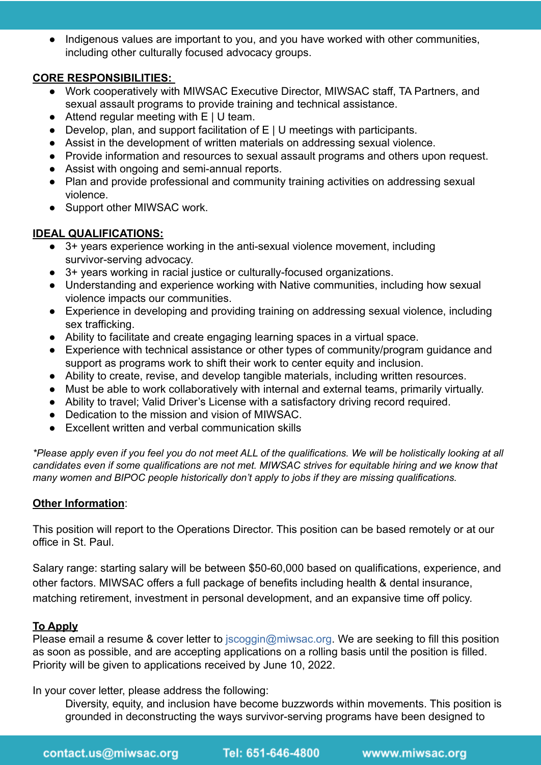- Indigenous values are important to you, and you have worked with other communities, including other culturally focused advocacy groups.

**CORE RESPONSIBILITIES:**

- Work cooperatively with MIWSAC Executive Director, MIWSAC staff, TA Partners, and sexual assault programs to provide training and technical assistance.
- Attend regular meeting with E | U team.
- Develop, plan, and support facilitation of E | U meetings with participants.
- Assist in the development of written materials on addressing sexual violence.
- Provide information and resources to sexual assault programs and others upon request.
- Assist with ongoing and semi-annual reports.
- Plan and provide professional and community training activities on addressing sexual violence.
- Support other MIWSAC work.

**IDEAL QUALIFICATIONS:**

- 3+ years experience working in the anti-sexual violence movement, including survivor-serving advocacy.
- 3+ years working in racial justice or culturally-focused organizations.
- Understanding and experience working with Native communities, including how sexual violence impacts our communities.
- Experience in developing and providing training on addressing sexual violence, including sex trafficking.
- Ability to facilitate and create engaging learning spaces in a virtual space.
- Experience with technical assistance or other types of community/program guidance and support as programs work to shift their work to center equity and inclusion.
- Ability to create, revise, and develop tangible materials, including written resources.
- Must be able to work collaboratively with internal and external teams, primarily virtually.
- Ability to travel; Valid Driver's License with a satisfactory driving record required.
- Dedication to the mission and vision of MIWSAC.
- Excellent written and verbal communication skills

*\*Please apply even if you feel you do not meet ALL of the qualifications. We will be holistically looking at all candidates even if some qualifications are not met. MIWSAC strives for equitable hiring and we know that many women and BIPOC people historically don't apply to jobs if they are missing qualifications.*

**Other Information**:

This position will report to the Operations Director. This position can be based remotely or at our office in St. Paul.

Salary range: starting salary will be between $50-60,000 based on qualifications, experience, and other factors. MIWSAC offers a full package of benefits including health & dental insurance, matching retirement, investment in personal development, and an expansive time off policy.

**To Apply**

Please email a resume & cover letter to jscoggin@miwsac.org. We are seeking to fill this position as soon as possible, and are accepting applications on a rolling basis until the position is filled. Priority will be given to applications received by June 10, 2022.

In your cover letter, please address the following:

> Diversity, equity, and inclusion have become buzzwords within movements. This position is grounded in deconstructing the ways survivor-serving programs have been designed to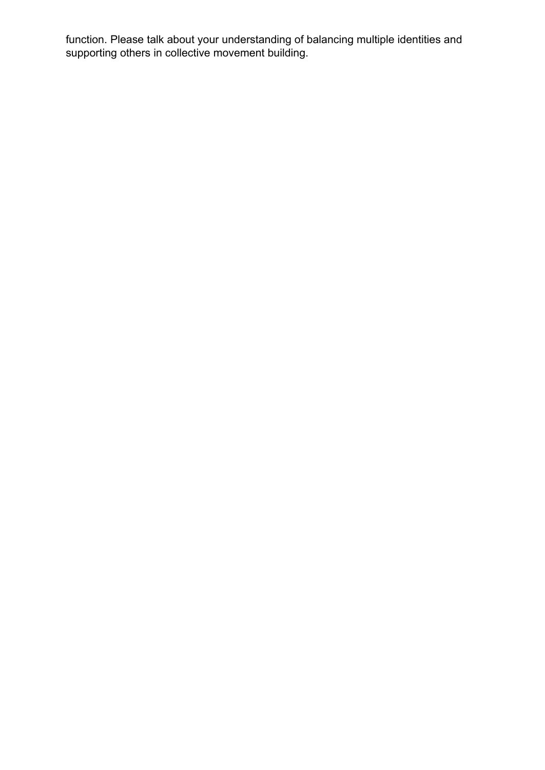function. Please talk about your understanding of balancing multiple identities and supporting others in collective movement building.